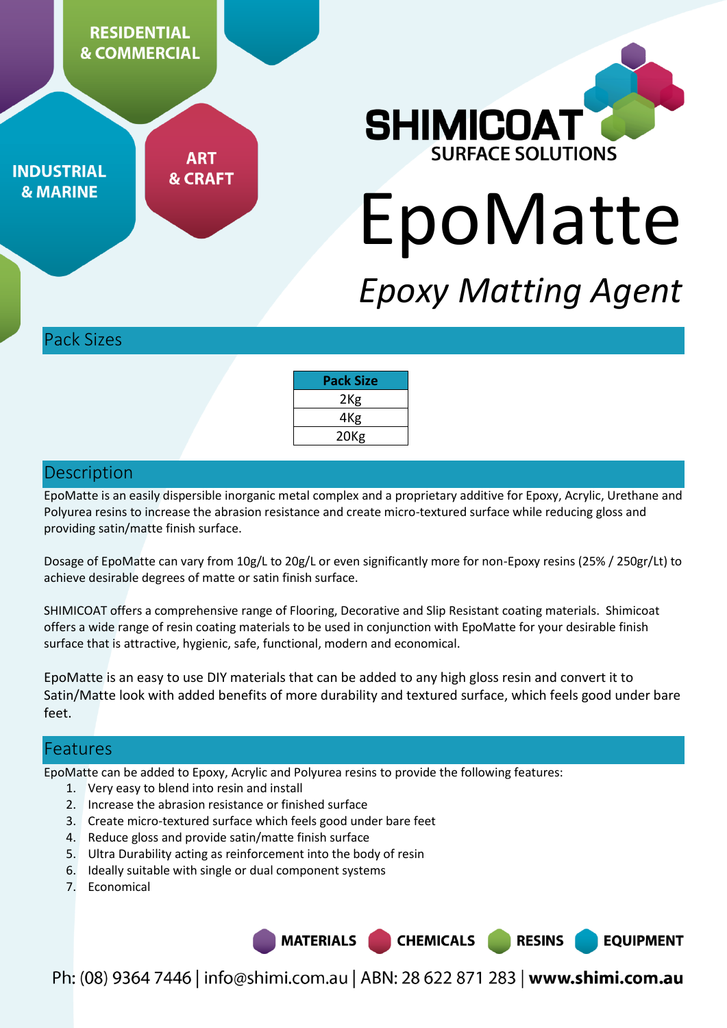RESIDENTIAL & COMMERCIAL

INDUSTRIAL & MARINE

ART & CRAFT

SHIMICOAT SURFACE SOLUTIONS

# EpoMatte

*Epoxy Matting Agent*

## Pack Sizes

| Pack Size |
|---|
| 2Kg |
| 4Kg |
| 20Kg |

## Description

EpoMatte is an easily dispersible inorganic metal complex and a proprietary additive for Epoxy, Acrylic, Urethane and Polyurea resins to increase the abrasion resistance and create micro-textured surface while reducing gloss and providing satin/matte finish surface.

Dosage of EpoMatte can vary from 10g/L to 20g/L or even significantly more for non-Epoxy resins (25% / 250gr/Lt) to achieve desirable degrees of matte or satin finish surface.

SHIMICOAT offers a comprehensive range of Flooring, Decorative and Slip Resistant coating materials. Shimicoat offers a wide range of resin coating materials to be used in conjunction with EpoMatte for your desirable finish surface that is attractive, hygienic, safe, functional, modern and economical.

EpoMatte is an easy to use DIY materials that can be added to any high gloss resin and convert it to Satin/Matte look with added benefits of more durability and textured surface, which feels good under bare feet.

## Features

EpoMatte can be added to Epoxy, Acrylic and Polyurea resins to provide the following features:

1. Very easy to blend into resin and install
2. Increase the abrasion resistance or finished surface
3. Create micro-textured surface which feels good under bare feet
4. Reduce gloss and provide satin/matte finish surface
5. Ultra Durability acting as reinforcement into the body of resin
6. Ideally suitable with single or dual component systems
7. Economical

MATERIALS CHEMICALS RESINS EQUIPMENT

Ph: (08) 9364 7446 | info@shimi.com.au | ABN: 28 622 871 283 | **www.shimi.com.au**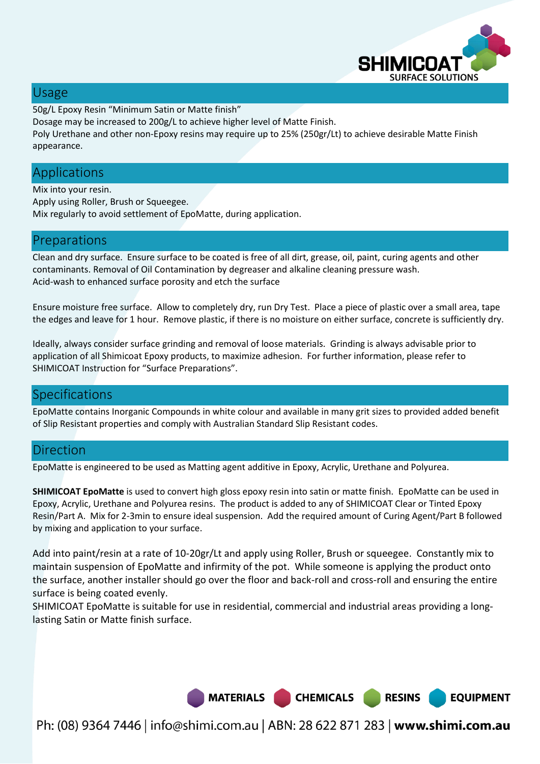## Usage

50g/L Epoxy Resin "Minimum Satin or Matte finish"
Dosage may be increased to 200g/L to achieve higher level of Matte Finish.
Poly Urethane and other non-Epoxy resins may require up to 25% (250gr/Lt) to achieve desirable Matte Finish appearance.

## Applications

Mix into your resin.
Apply using Roller, Brush or Squeegee.
Mix regularly to avoid settlement of EpoMatte, during application.

## Preparations

Clean and dry surface. Ensure surface to be coated is free of all dirt, grease, oil, paint, curing agents and other contaminants. Removal of Oil Contamination by degreaser and alkaline cleaning pressure wash.
Acid-wash to enhanced surface porosity and etch the surface

Ensure moisture free surface. Allow to completely dry, run Dry Test. Place a piece of plastic over a small area, tape the edges and leave for 1 hour. Remove plastic, if there is no moisture on either surface, concrete is sufficiently dry.

Ideally, always consider surface grinding and removal of loose materials. Grinding is always advisable prior to application of all Shimicoat Epoxy products, to maximize adhesion. For further information, please refer to SHIMICOAT Instruction for "Surface Preparations".

## Specifications

EpoMatte contains Inorganic Compounds in white colour and available in many grit sizes to provided added benefit of Slip Resistant properties and comply with Australian Standard Slip Resistant codes.

## Direction

EpoMatte is engineered to be used as Matting agent additive in Epoxy, Acrylic, Urethane and Polyurea.

**SHIMICOAT EpoMatte** is used to convert high gloss epoxy resin into satin or matte finish. EpoMatte can be used in Epoxy, Acrylic, Urethane and Polyurea resins. The product is added to any of SHIMICOAT Clear or Tinted Epoxy Resin/Part A. Mix for 2-3min to ensure ideal suspension. Add the required amount of Curing Agent/Part B followed by mixing and application to your surface.

Add into paint/resin at a rate of 10-20gr/Lt and apply using Roller, Brush or squeegee. Constantly mix to maintain suspension of EpoMatte and infirmity of the pot. While someone is applying the product onto the surface, another installer should go over the floor and back-roll and cross-roll and ensuring the entire surface is being coated evenly.
SHIMICOAT EpoMatte is suitable for use in residential, commercial and industrial areas providing a long-lasting Satin or Matte finish surface.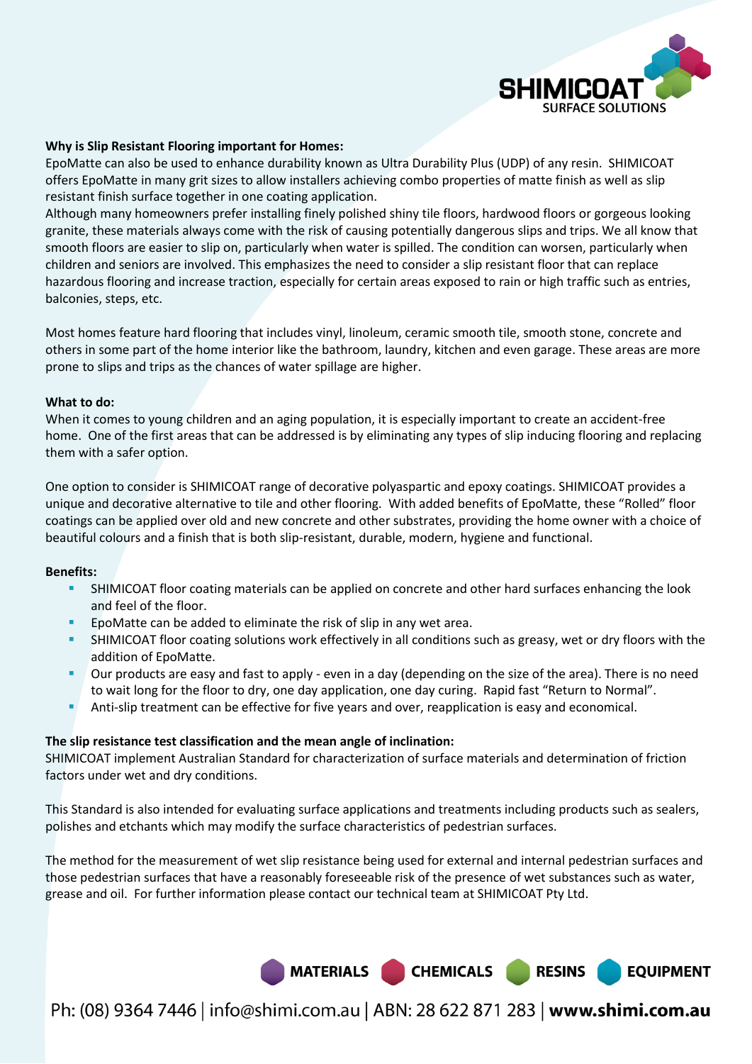**Why is Slip Resistant Flooring important for Homes:**

EpoMatte can also be used to enhance durability known as Ultra Durability Plus (UDP) of any resin. SHIMICOAT offers EpoMatte in many grit sizes to allow installers achieving combo properties of matte finish as well as slip resistant finish surface together in one coating application.

Although many homeowners prefer installing finely polished shiny tile floors, hardwood floors or gorgeous looking granite, these materials always come with the risk of causing potentially dangerous slips and trips. We all know that smooth floors are easier to slip on, particularly when water is spilled. The condition can worsen, particularly when children and seniors are involved. This emphasizes the need to consider a slip resistant floor that can replace hazardous flooring and increase traction, especially for certain areas exposed to rain or high traffic such as entries, balconies, steps, etc.

Most homes feature hard flooring that includes vinyl, linoleum, ceramic smooth tile, smooth stone, concrete and others in some part of the home interior like the bathroom, laundry, kitchen and even garage. These areas are more prone to slips and trips as the chances of water spillage are higher.

**What to do:**

When it comes to young children and an aging population, it is especially important to create an accident-free home. One of the first areas that can be addressed is by eliminating any types of slip inducing flooring and replacing them with a safer option.

One option to consider is SHIMICOAT range of decorative polyaspartic and epoxy coatings. SHIMICOAT provides a unique and decorative alternative to tile and other flooring. With added benefits of EpoMatte, these "Rolled" floor coatings can be applied over old and new concrete and other substrates, providing the home owner with a choice of beautiful colours and a finish that is both slip-resistant, durable, modern, hygiene and functional.

**Benefits:**

- SHIMICOAT floor coating materials can be applied on concrete and other hard surfaces enhancing the look and feel of the floor.
- EpoMatte can be added to eliminate the risk of slip in any wet area.
- SHIMICOAT floor coating solutions work effectively in all conditions such as greasy, wet or dry floors with the addition of EpoMatte.
- Our products are easy and fast to apply - even in a day (depending on the size of the area). There is no need to wait long for the floor to dry, one day application, one day curing. Rapid fast "Return to Normal".
- Anti-slip treatment can be effective for five years and over, reapplication is easy and economical.

**The slip resistance test classification and the mean angle of inclination:**

SHIMICOAT implement Australian Standard for characterization of surface materials and determination of friction factors under wet and dry conditions.

This Standard is also intended for evaluating surface applications and treatments including products such as sealers, polishes and etchants which may modify the surface characteristics of pedestrian surfaces.

The method for the measurement of wet slip resistance being used for external and internal pedestrian surfaces and those pedestrian surfaces that have a reasonably foreseeable risk of the presence of wet substances such as water, grease and oil. For further information please contact our technical team at SHIMICOAT Pty Ltd.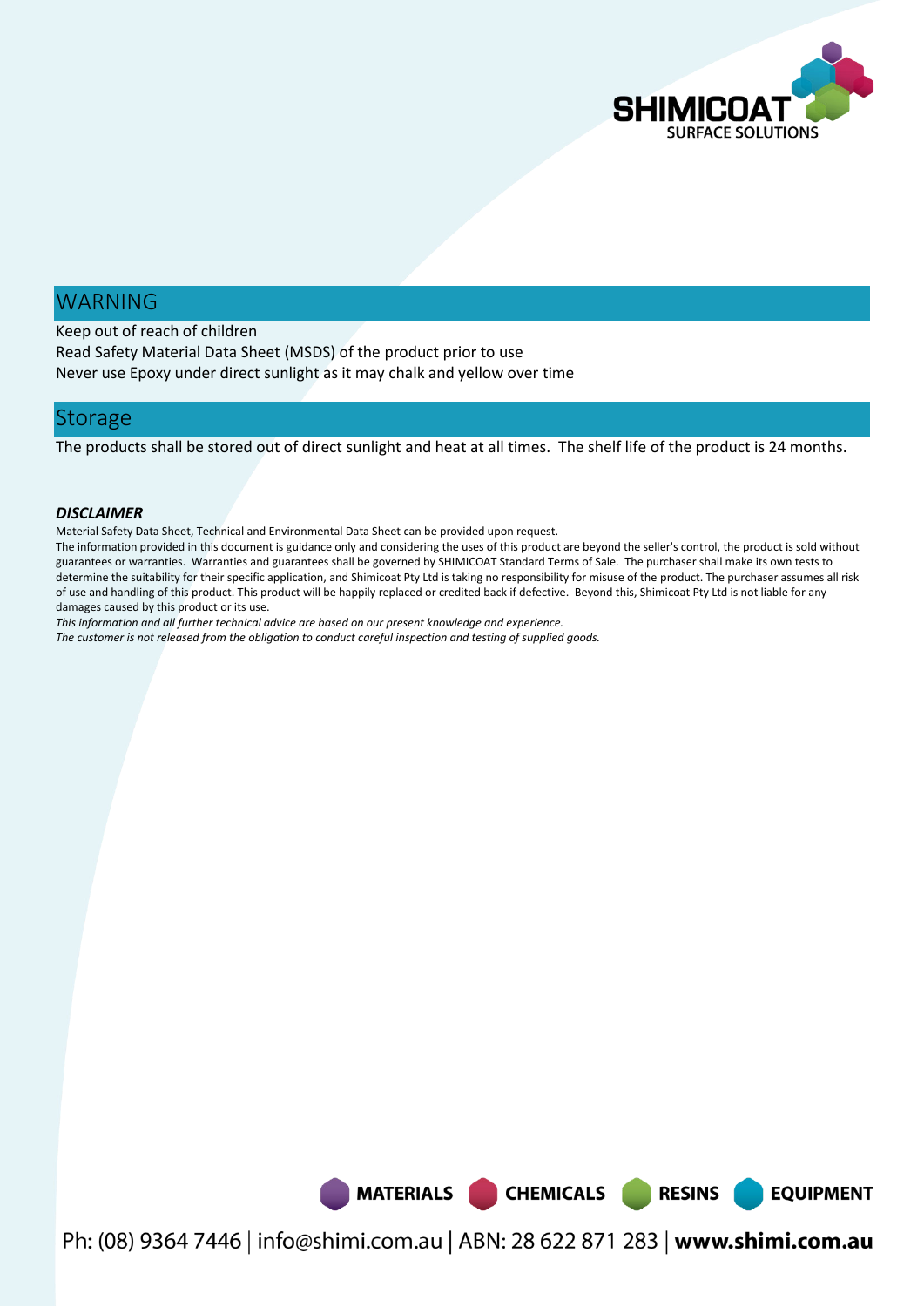## WARNING

Keep out of reach of children
Read Safety Material Data Sheet (MSDS) of the product prior to use
Never use Epoxy under direct sunlight as it may chalk and yellow over time

## Storage

The products shall be stored out of direct sunlight and heat at all times. The shelf life of the product is 24 months.

### *DISCLAIMER*

Material Safety Data Sheet, Technical and Environmental Data Sheet can be provided upon request.
The information provided in this document is guidance only and considering the uses of this product are beyond the seller's control, the product is sold without guarantees or warranties. Warranties and guarantees shall be governed by SHIMICOAT Standard Terms of Sale. The purchaser shall make its own tests to determine the suitability for their specific application, and Shimicoat Pty Ltd is taking no responsibility for misuse of the product. The purchaser assumes all risk of use and handling of this product. This product will be happily replaced or credited back if defective. Beyond this, Shimicoat Pty Ltd is not liable for any damages caused by this product or its use.
*This information and all further technical advice are based on our present knowledge and experience.*
*The customer is not released from the obligation to conduct careful inspection and testing of supplied goods.*